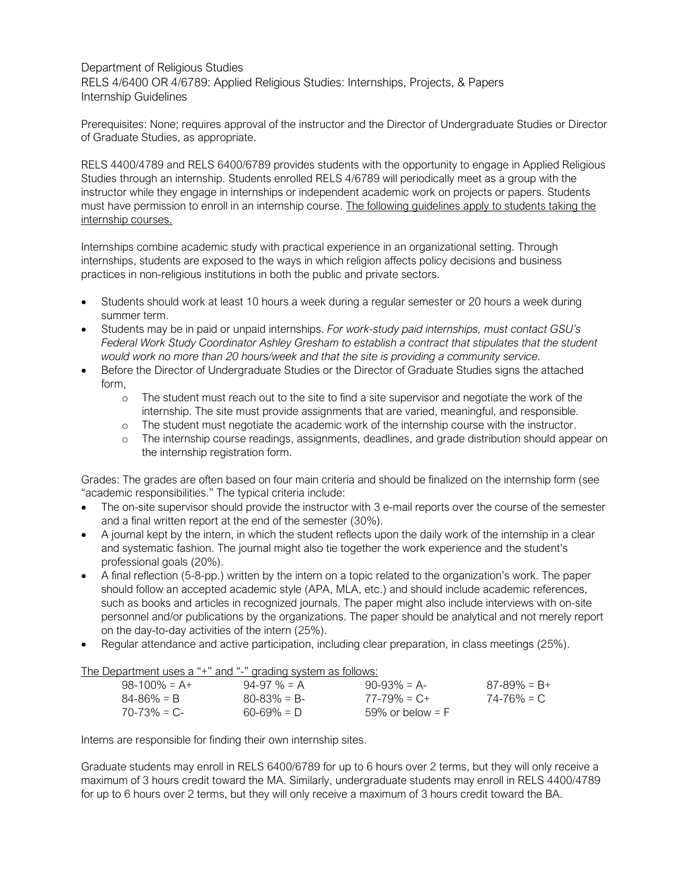Department of Religious Studies
RELS 4/6400 OR 4/6789: Applied Religious Studies: Internships, Projects, & Papers
Internship Guidelines

Prerequisites: None; requires approval of the instructor and the Director of Undergraduate Studies or Director of Graduate Studies, as appropriate.

RELS 4400/4789 and RELS 6400/6789 provides students with the opportunity to engage in Applied Religious Studies through an internship. Students enrolled RELS 4/6789 will periodically meet as a group with the instructor while they engage in internships or independent academic work on projects or papers. Students must have permission to enroll in an internship course. <u>The following guidelines apply to students taking the internship courses.</u>

Internships combine academic study with practical experience in an organizational setting. Through internships, students are exposed to the ways in which religion affects policy decisions and business practices in non-religious institutions in both the public and private sectors.

- Students should work at least 10 hours a week during a regular semester or 20 hours a week during summer term.
- Students may be in paid or unpaid internships. *For work-study paid internships, must contact GSU's Federal Work Study Coordinator Ashley Gresham to establish a contract that stipulates that the student would work no more than 20 hours/week and that the site is providing a community service.*
- Before the Director of Undergraduate Studies or the Director of Graduate Studies signs the attached form,
  - The student must reach out to the site to find a site supervisor and negotiate the work of the internship. The site must provide assignments that are varied, meaningful, and responsible.
  - The student must negotiate the academic work of the internship course with the instructor.
  - The internship course readings, assignments, deadlines, and grade distribution should appear on the internship registration form.

Grades: The grades are often based on four main criteria and should be finalized on the internship form (see "academic responsibilities." The typical criteria include:

- The on-site supervisor should provide the instructor with 3 e-mail reports over the course of the semester and a final written report at the end of the semester (30%).
- A journal kept by the intern, in which the student reflects upon the daily work of the internship in a clear and systematic fashion. The journal might also tie together the work experience and the student's professional goals (20%).
- A final reflection (5-8-pp.) written by the intern on a topic related to the organization's work. The paper should follow an accepted academic style (APA, MLA, etc.) and should include academic references, such as books and articles in recognized journals. The paper might also include interviews with on-site personnel and/or publications by the organizations. The paper should be analytical and not merely report on the day-to-day activities of the intern (25%).
- Regular attendance and active participation, including clear preparation, in class meetings (25%).

<u>The Department uses a "+" and "-" grading system as follows:</u>

| | | | |
|---|---|---|---|
| 98-100% = A+ | 94-97 % = A | 90-93% = A- | 87-89% = B+ |
| 84-86% = B | 80-83% = B- | 77-79% = C+ | 74-76% = C |
| 70-73% = C- | 60-69% = D | 59% or below = F | |

Interns are responsible for finding their own internship sites.

Graduate students may enroll in RELS 6400/6789 for up to 6 hours over 2 terms, but they will only receive a maximum of 3 hours credit toward the MA. Similarly, undergraduate students may enroll in RELS 4400/4789 for up to 6 hours over 2 terms, but they will only receive a maximum of 3 hours credit toward the BA.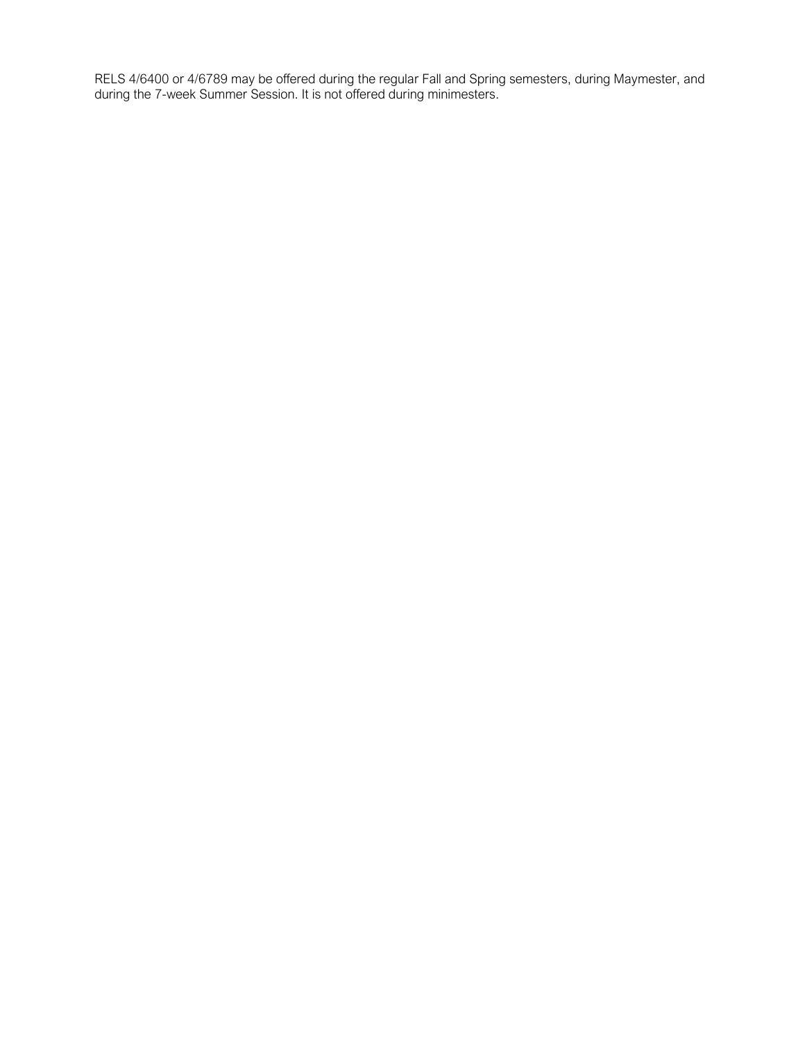RELS 4/6400 or 4/6789 may be offered during the regular Fall and Spring semesters, during Maymester, and during the 7-week Summer Session. It is not offered during minimesters.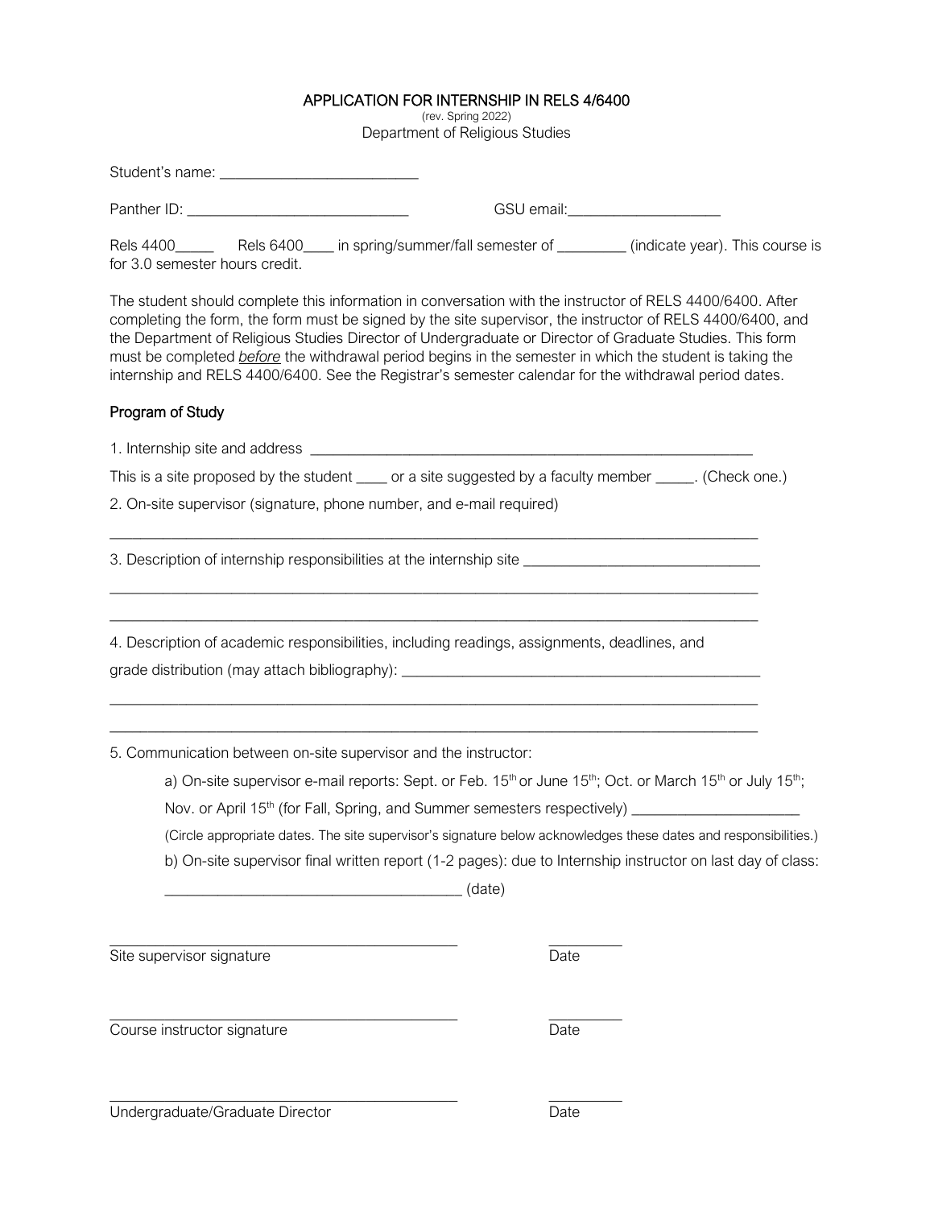# APPLICATION FOR INTERNSHIP IN RELS 4/6400

(rev. Spring 2022)

Department of Religious Studies

Student's name: __________________________

Panther ID: _____________________________ GSU email:____________________

Rels 4400_____ Rels 6400____ in spring/summer/fall semester of _________ (indicate year). This course is for 3.0 semester hours credit.

The student should complete this information in conversation with the instructor of RELS 4400/6400. After completing the form, the form must be signed by the site supervisor, the instructor of RELS 4400/6400, and the Department of Religious Studies Director of Undergraduate or Director of Graduate Studies. This form must be completed *before* the withdrawal period begins in the semester in which the student is taking the internship and RELS 4400/6400. See the Registrar's semester calendar for the withdrawal period dates.

## Program of Study

1. Internship site and address ___________________________________________________________

This is a site proposed by the student ____ or a site suggested by a faculty member _____. (Check one.)

2. On-site supervisor (signature, phone number, and e-mail required)

_____________________________________________________________________________________

3. Description of internship responsibilities at the internship site _______________________________

_____________________________________________________________________________________

_____________________________________________________________________________________

4. Description of academic responsibilities, including readings, assignments, deadlines, and grade distribution (may attach bibliography): _______________________________________________

_____________________________________________________________________________________

_____________________________________________________________________________________

5. Communication between on-site supervisor and the instructor:

a) On-site supervisor e-mail reports: Sept. or Feb. 15th or June 15th; Oct. or March 15th or July 15th; Nov. or April 15th (for Fall, Spring, and Summer semesters respectively) ______________________

(Circle appropriate dates. The site supervisor's signature below acknowledges these dates and responsibilities.)

b) On-site supervisor final written report (1-2 pages): due to Internship instructor on last day of class: _______________________________________ (date)

_____________________________________________ __________

Site supervisor signature Date

_____________________________________________ __________

Course instructor signature Date

_____________________________________________ __________

Undergraduate/Graduate Director Date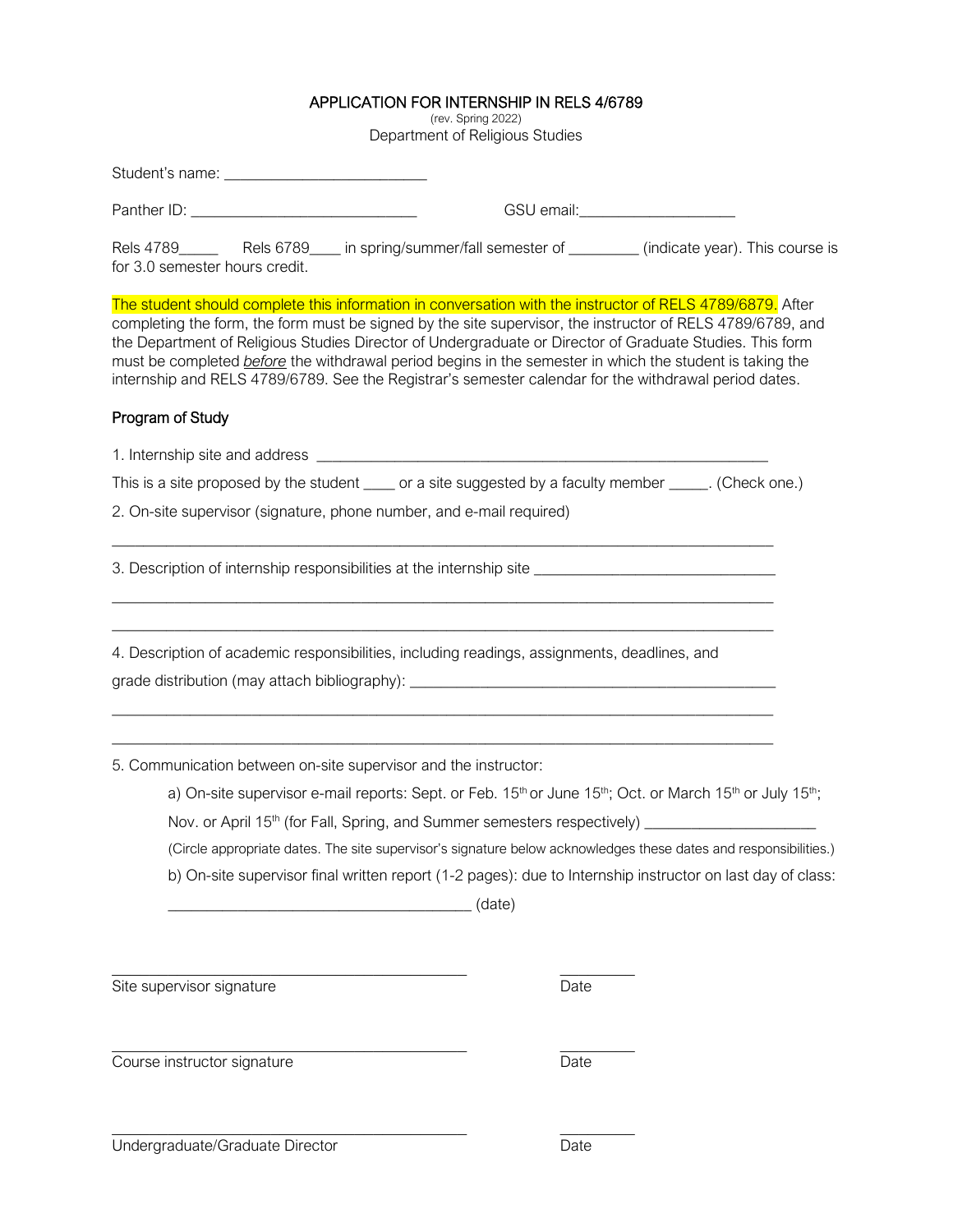APPLICATION FOR INTERNSHIP IN RELS 4/6789

(rev. Spring 2022)

Department of Religious Studies

Student's name: _________________________

Panther ID: ____________________________ GSU email:___________________

Rels 4789_____ Rels 6789____ in spring/summer/fall semester of _________ (indicate year). This course is for 3.0 semester hours credit.

The student should complete this information in conversation with the instructor of RELS 4789/6879. After completing the form, the form must be signed by the site supervisor, the instructor of RELS 4789/6789, and the Department of Religious Studies Director of Undergraduate or Director of Graduate Studies. This form must be completed *before* the withdrawal period begins in the semester in which the student is taking the internship and RELS 4789/6789. See the Registrar's semester calendar for the withdrawal period dates.

## Program of Study

1. Internship site and address ________________________________________________________

This is a site proposed by the student ____ or a site suggested by a faculty member _____. (Check one.)

2. On-site supervisor (signature, phone number, and e-mail required)

__________________________________________________________________________________

3. Description of internship responsibilities at the internship site _______________________________

__________________________________________________________________________________

__________________________________________________________________________________

4. Description of academic responsibilities, including readings, assignments, deadlines, and grade distribution (may attach bibliography): _______________________________________________

__________________________________________________________________________________

__________________________________________________________________________________

5. Communication between on-site supervisor and the instructor:

a) On-site supervisor e-mail reports: Sept. or Feb. 15th or June 15th; Oct. or March 15th or July 15th; Nov. or April 15th (for Fall, Spring, and Summer semesters respectively) ______________________

(Circle appropriate dates. The site supervisor's signature below acknowledges these dates and responsibilities.)

b) On-site supervisor final written report (1-2 pages): due to Internship instructor on last day of class:

______________________________________ (date)

__________________________________________ __________

Site supervisor signature Date

__________________________________________ __________

Course instructor signature Date

__________________________________________ __________

Undergraduate/Graduate Director Date